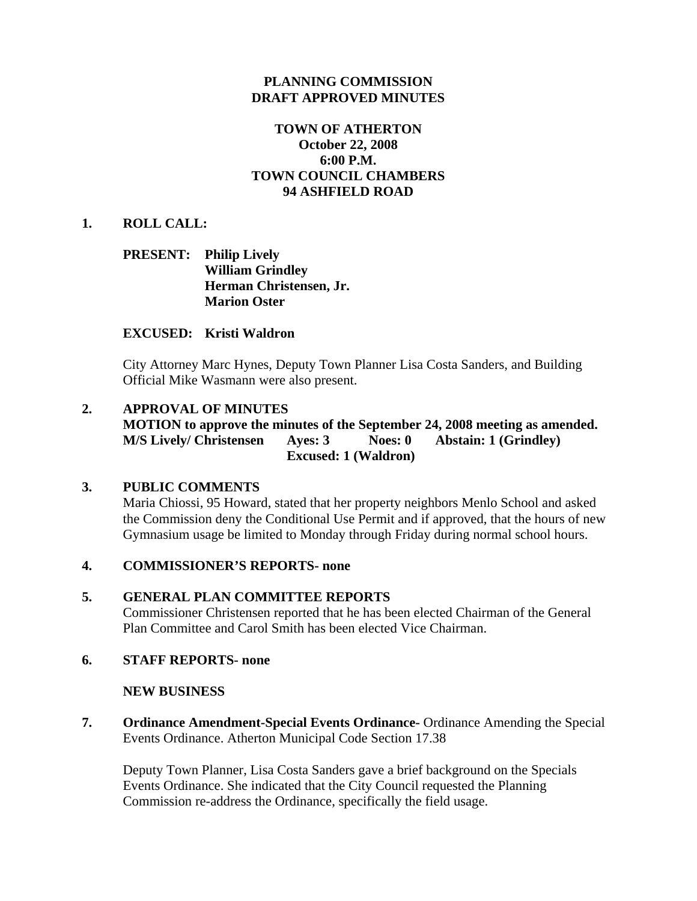# PLANNING COMMISSION
# DRAFT APPROVED MINUTES

## TOWN OF ATHERTON
**October 22, 2008**
**6:00 P.M.**
**TOWN COUNCIL CHAMBERS**
**94 ASHFIELD ROAD**

**1. ROLL CALL:**

**PRESENT: Philip Lively**
**William Grindley**
**Herman Christensen, Jr.**
**Marion Oster**

**EXCUSED: Kristi Waldron**

City Attorney Marc Hynes, Deputy Town Planner Lisa Costa Sanders, and Building Official Mike Wasmann were also present.

**2. APPROVAL OF MINUTES**
**MOTION to approve the minutes of the September 24, 2008 meeting as amended.**
**M/S Lively/ Christensen Ayes: 3 Noes: 0 Abstain: 1 (Grindley)**
**Excused: 1 (Waldron)**

**3. PUBLIC COMMENTS**
Maria Chiossi, 95 Howard, stated that her property neighbors Menlo School and asked the Commission deny the Conditional Use Permit and if approved, that the hours of new Gymnasium usage be limited to Monday through Friday during normal school hours.

**4. COMMISSIONER'S REPORTS- none**

**5. GENERAL PLAN COMMITTEE REPORTS**
Commissioner Christensen reported that he has been elected Chairman of the General Plan Committee and Carol Smith has been elected Vice Chairman.

**6. STAFF REPORTS- none**

**NEW BUSINESS**

**7. Ordinance Amendment-Special Events Ordinance-** Ordinance Amending the Special Events Ordinance. Atherton Municipal Code Section 17.38

Deputy Town Planner, Lisa Costa Sanders gave a brief background on the Specials Events Ordinance. She indicated that the City Council requested the Planning Commission re-address the Ordinance, specifically the field usage.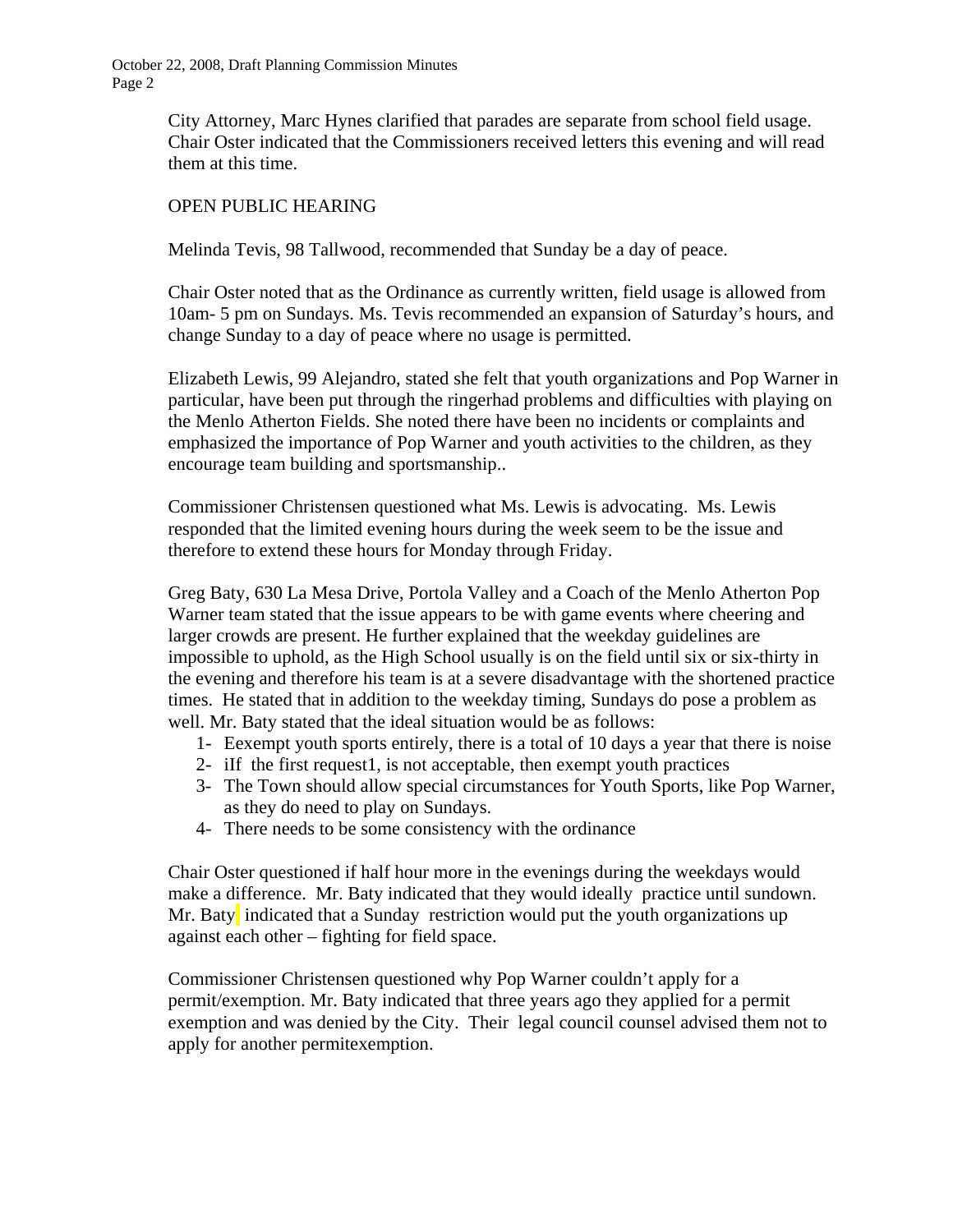City Attorney, Marc Hynes clarified that parades are separate from school field usage. Chair Oster indicated that the Commissioners received letters this evening and will read them at this time.

OPEN PUBLIC HEARING

Melinda Tevis, 98 Tallwood, recommended that Sunday be a day of peace.

Chair Oster noted that as the Ordinance as currently written, field usage is allowed from 10am- 5 pm on Sundays. Ms. Tevis recommended an expansion of Saturday's hours, and change Sunday to a day of peace where no usage is permitted.

Elizabeth Lewis, 99 Alejandro, stated she felt that youth organizations and Pop Warner in particular, have been put through the ringerhad problems and difficulties with playing on the Menlo Atherton Fields. She noted there have been no incidents or complaints and emphasized the importance of Pop Warner and youth activities to the children, as they encourage team building and sportsmanship..

Commissioner Christensen questioned what Ms. Lewis is advocating. Ms. Lewis responded that the limited evening hours during the week seem to be the issue and therefore to extend these hours for Monday through Friday.

Greg Baty, 630 La Mesa Drive, Portola Valley and a Coach of the Menlo Atherton Pop Warner team stated that the issue appears to be with game events where cheering and larger crowds are present. He further explained that the weekday guidelines are impossible to uphold, as the High School usually is on the field until six or six-thirty in the evening and therefore his team is at a severe disadvantage with the shortened practice times. He stated that in addition to the weekday timing, Sundays do pose a problem as well. Mr. Baty stated that the ideal situation would be as follows:

1- Eexempt youth sports entirely, there is a total of 10 days a year that there is noise
2- iIf the first request1, is not acceptable, then exempt youth practices
3- The Town should allow special circumstances for Youth Sports, like Pop Warner, as they do need to play on Sundays.
4- There needs to be some consistency with the ordinance

Chair Oster questioned if half hour more in the evenings during the weekdays would make a difference. Mr. Baty indicated that they would ideally practice until sundown. Mr. Baty indicated that a Sunday restriction would put the youth organizations up against each other – fighting for field space.

Commissioner Christensen questioned why Pop Warner couldn't apply for a permit/exemption. Mr. Baty indicated that three years ago they applied for a permit exemption and was denied by the City. Their legal council counsel advised them not to apply for another permitexemption.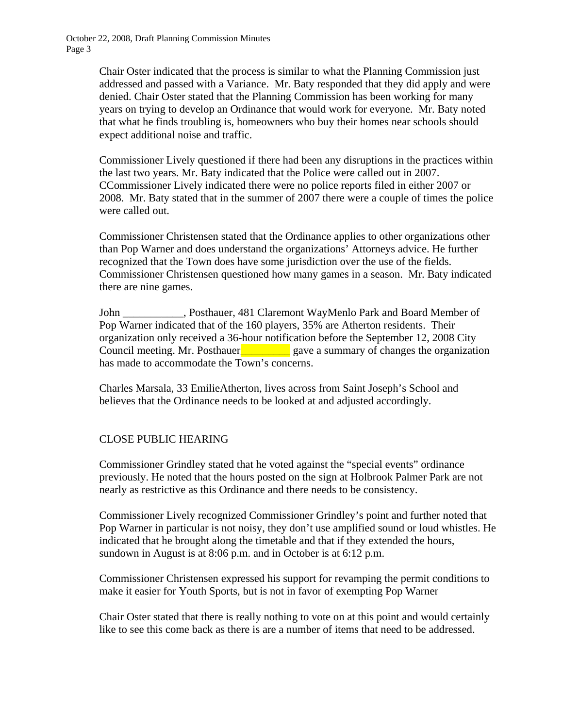Chair Oster indicated that the process is similar to what the Planning Commission just addressed and passed with a Variance. Mr. Baty responded that they did apply and were denied. Chair Oster stated that the Planning Commission has been working for many years on trying to develop an Ordinance that would work for everyone. Mr. Baty noted that what he finds troubling is, homeowners who buy their homes near schools should expect additional noise and traffic.

Commissioner Lively questioned if there had been any disruptions in the practices within the last two years. Mr. Baty indicated that the Police were called out in 2007. CCommissioner Lively indicated there were no police reports filed in either 2007 or 2008. Mr. Baty stated that in the summer of 2007 there were a couple of times the police were called out.

Commissioner Christensen stated that the Ordinance applies to other organizations other than Pop Warner and does understand the organizations' Attorneys advice. He further recognized that the Town does have some jurisdiction over the use of the fields. Commissioner Christensen questioned how many games in a season. Mr. Baty indicated there are nine games.

John ___________, Posthauer, 481 Claremont WayMenlo Park and Board Member of Pop Warner indicated that of the 160 players, 35% are Atherton residents. Their organization only received a 36-hour notification before the September 12, 2008 City Council meeting. Mr. Posthauer_________ gave a summary of changes the organization has made to accommodate the Town's concerns.

Charles Marsala, 33 EmilieAtherton, lives across from Saint Joseph's School and believes that the Ordinance needs to be looked at and adjusted accordingly.

CLOSE PUBLIC HEARING

Commissioner Grindley stated that he voted against the "special events" ordinance previously. He noted that the hours posted on the sign at Holbrook Palmer Park are not nearly as restrictive as this Ordinance and there needs to be consistency.

Commissioner Lively recognized Commissioner Grindley's point and further noted that Pop Warner in particular is not noisy, they don't use amplified sound or loud whistles. He indicated that he brought along the timetable and that if they extended the hours, sundown in August is at 8:06 p.m. and in October is at 6:12 p.m.

Commissioner Christensen expressed his support for revamping the permit conditions to make it easier for Youth Sports, but is not in favor of exempting Pop Warner

Chair Oster stated that there is really nothing to vote on at this point and would certainly like to see this come back as there is are a number of items that need to be addressed.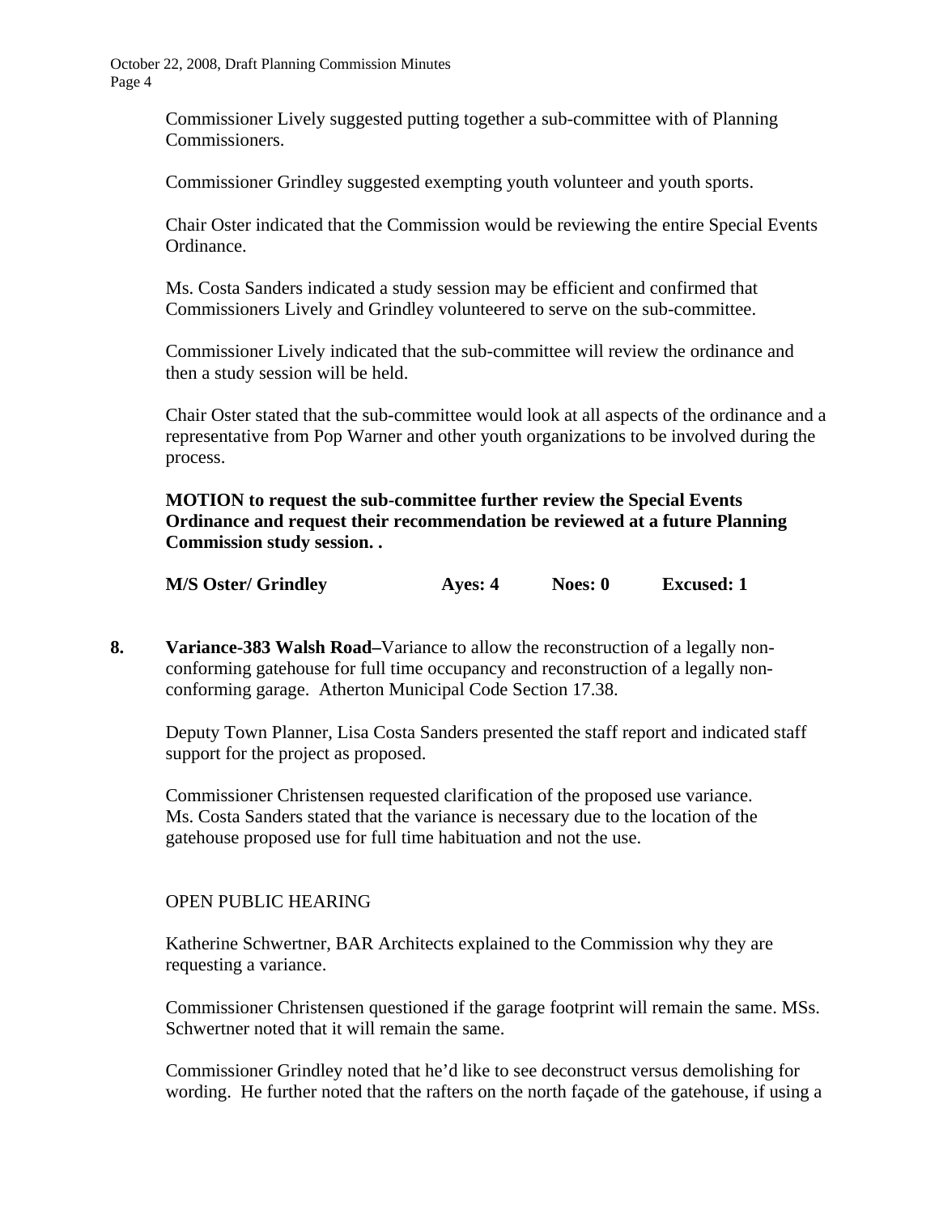Commissioner Lively suggested putting together a sub-committee with of Planning Commissioners.

Commissioner Grindley suggested exempting youth volunteer and youth sports.

Chair Oster indicated that the Commission would be reviewing the entire Special Events Ordinance.

Ms. Costa Sanders indicated a study session may be efficient and confirmed that Commissioners Lively and Grindley volunteered to serve on the sub-committee.

Commissioner Lively indicated that the sub-committee will review the ordinance and then a study session will be held.

Chair Oster stated that the sub-committee would look at all aspects of the ordinance and a representative from Pop Warner and other youth organizations to be involved during the process.

**MOTION to request the sub-committee further review the Special Events Ordinance and request their recommendation be reviewed at a future Planning Commission study session. .**

**M/S Oster/ Grindley    Ayes: 4    Noes: 0    Excused: 1**

**8. Variance-383 Walsh Road–**Variance to allow the reconstruction of a legally non-conforming gatehouse for full time occupancy and reconstruction of a legally non-conforming garage. Atherton Municipal Code Section 17.38.

Deputy Town Planner, Lisa Costa Sanders presented the staff report and indicated staff support for the project as proposed.

Commissioner Christensen requested clarification of the proposed use variance. Ms. Costa Sanders stated that the variance is necessary due to the location of the gatehouse proposed use for full time habituation and not the use.

OPEN PUBLIC HEARING

Katherine Schwertner, BAR Architects explained to the Commission why they are requesting a variance.

Commissioner Christensen questioned if the garage footprint will remain the same. MSs. Schwertner noted that it will remain the same.

Commissioner Grindley noted that he'd like to see deconstruct versus demolishing for wording. He further noted that the rafters on the north façade of the gatehouse, if using a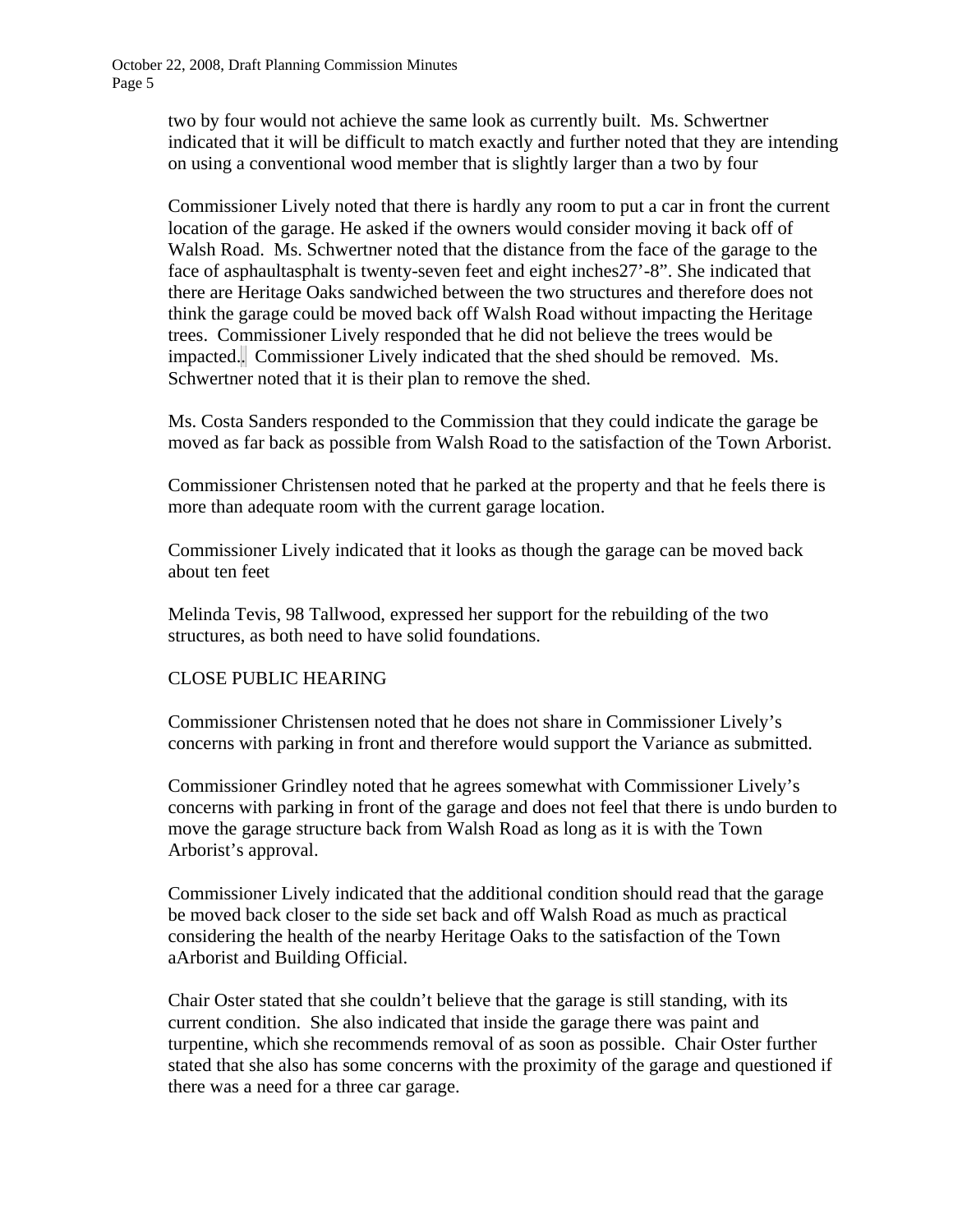two by four would not achieve the same look as currently built. Ms. Schwertner indicated that it will be difficult to match exactly and further noted that they are intending on using a conventional wood member that is slightly larger than a two by four

Commissioner Lively noted that there is hardly any room to put a car in front the current location of the garage. He asked if the owners would consider moving it back off of Walsh Road. Ms. Schwertner noted that the distance from the face of the garage to the face of asphaultasphalt is twenty-seven feet and eight inches27'-8". She indicated that there are Heritage Oaks sandwiched between the two structures and therefore does not think the garage could be moved back off Walsh Road without impacting the Heritage trees. Commissioner Lively responded that he did not believe the trees would be impacted.. Commissioner Lively indicated that the shed should be removed. Ms. Schwertner noted that it is their plan to remove the shed.

Ms. Costa Sanders responded to the Commission that they could indicate the garage be moved as far back as possible from Walsh Road to the satisfaction of the Town Arborist.

Commissioner Christensen noted that he parked at the property and that he feels there is more than adequate room with the current garage location.

Commissioner Lively indicated that it looks as though the garage can be moved back about ten feet

Melinda Tevis, 98 Tallwood, expressed her support for the rebuilding of the two structures, as both need to have solid foundations.

CLOSE PUBLIC HEARING

Commissioner Christensen noted that he does not share in Commissioner Lively's concerns with parking in front and therefore would support the Variance as submitted.

Commissioner Grindley noted that he agrees somewhat with Commissioner Lively's concerns with parking in front of the garage and does not feel that there is undo burden to move the garage structure back from Walsh Road as long as it is with the Town Arborist's approval.

Commissioner Lively indicated that the additional condition should read that the garage be moved back closer to the side set back and off Walsh Road as much as practical considering the health of the nearby Heritage Oaks to the satisfaction of the Town aArborist and Building Official.

Chair Oster stated that she couldn't believe that the garage is still standing, with its current condition. She also indicated that inside the garage there was paint and turpentine, which she recommends removal of as soon as possible. Chair Oster further stated that she also has some concerns with the proximity of the garage and questioned if there was a need for a three car garage.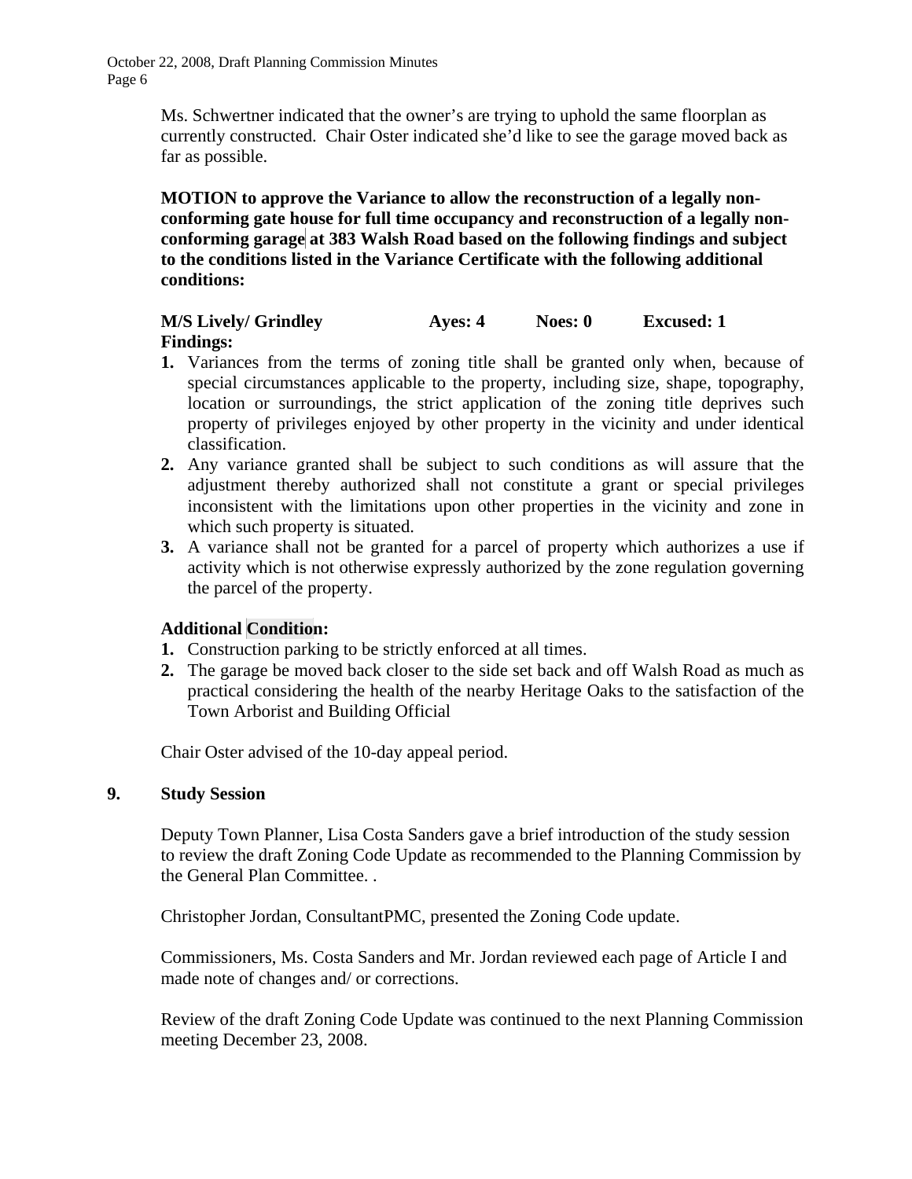Ms. Schwertner indicated that the owner's are trying to uphold the same floorplan as currently constructed. Chair Oster indicated she'd like to see the garage moved back as far as possible.

**MOTION to approve the Variance to allow the reconstruction of a legally non-conforming gate house for full time occupancy and reconstruction of a legally non-conforming garage at 383 Walsh Road based on the following findings and subject to the conditions listed in the Variance Certificate with the following additional conditions:**

**M/S Lively/ Grindley     Ayes: 4     Noes: 0     Excused: 1**

**Findings:**

1. Variances from the terms of zoning title shall be granted only when, because of special circumstances applicable to the property, including size, shape, topography, location or surroundings, the strict application of the zoning title deprives such property of privileges enjoyed by other property in the vicinity and under identical classification.
2. Any variance granted shall be subject to such conditions as will assure that the adjustment thereby authorized shall not constitute a grant or special privileges inconsistent with the limitations upon other properties in the vicinity and zone in which such property is situated.
3. A variance shall not be granted for a parcel of property which authorizes a use if activity which is not otherwise expressly authorized by the zone regulation governing the parcel of the property.

**Additional Condition:**

1. Construction parking to be strictly enforced at all times.
2. The garage be moved back closer to the side set back and off Walsh Road as much as practical considering the health of the nearby Heritage Oaks to the satisfaction of the Town Arborist and Building Official

Chair Oster advised of the 10-day appeal period.

**9. Study Session**

Deputy Town Planner, Lisa Costa Sanders gave a brief introduction of the study session to review the draft Zoning Code Update as recommended to the Planning Commission by the General Plan Committee. .

Christopher Jordan, ConsultantPMC, presented the Zoning Code update.

Commissioners, Ms. Costa Sanders and Mr. Jordan reviewed each page of Article I and made note of changes and/ or corrections.

Review of the draft Zoning Code Update was continued to the next Planning Commission meeting December 23, 2008.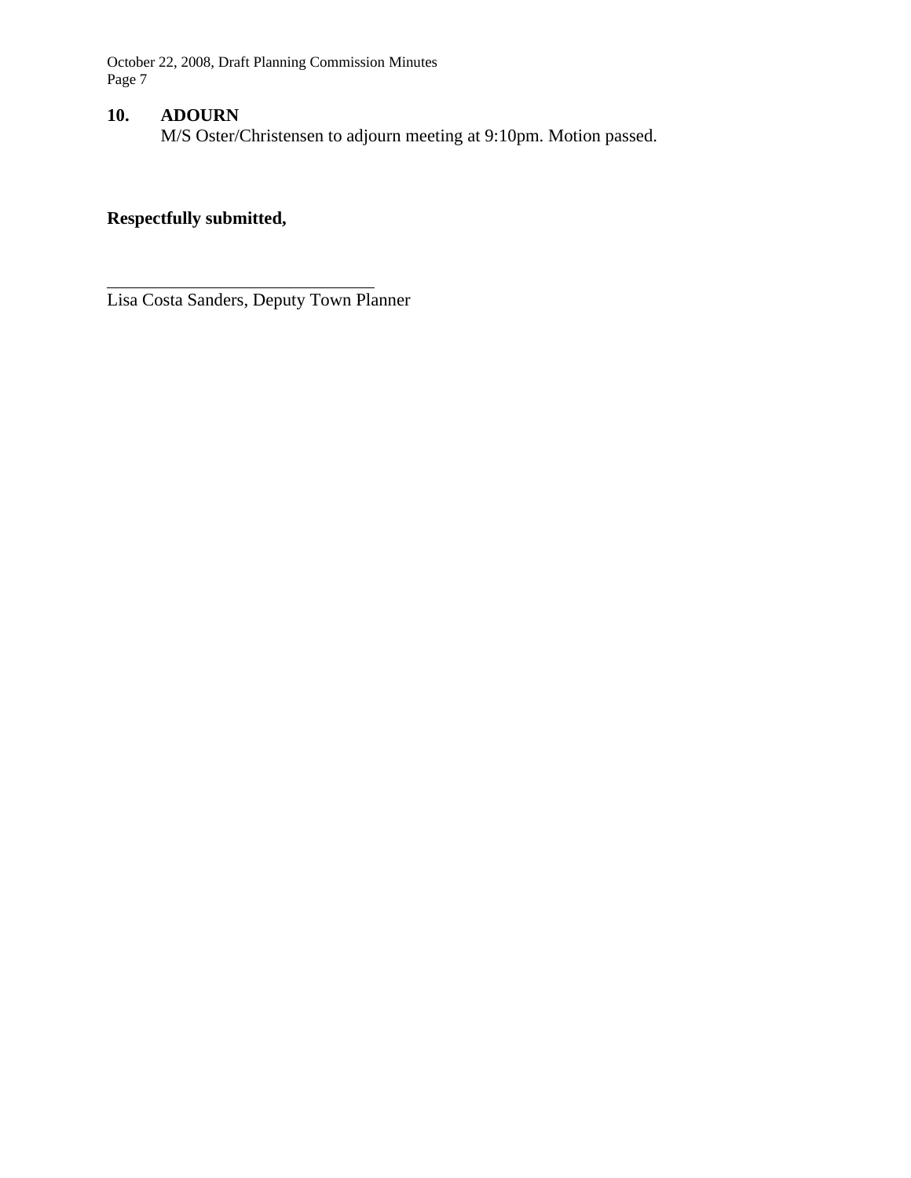## 10. ADOURN

M/S Oster/Christensen to adjourn meeting at 9:10pm. Motion passed.

**Respectfully submitted,**

_______________________________

Lisa Costa Sanders, Deputy Town Planner